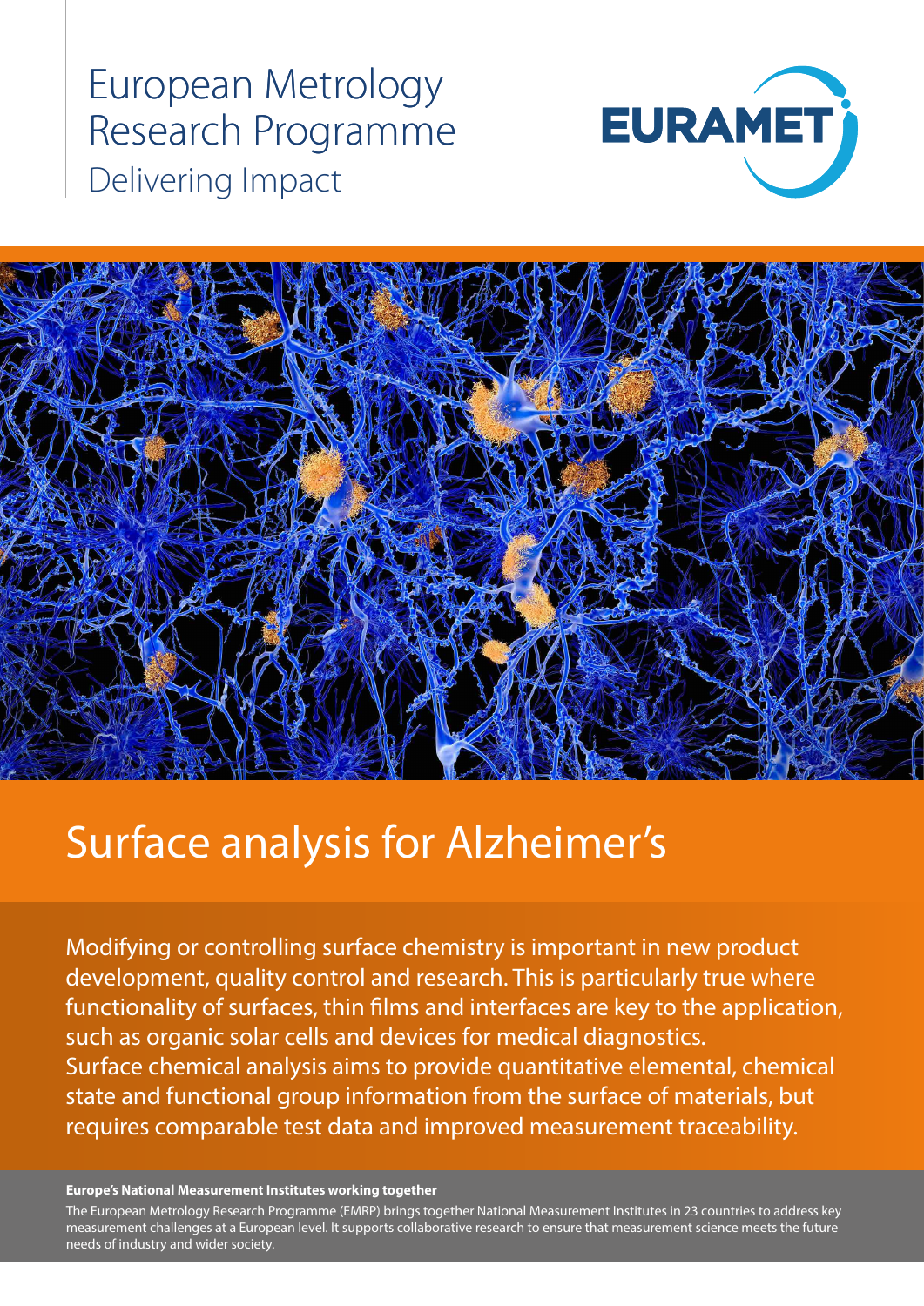European Metrology Research Programme

Delivering Impact

EURAMET

# Surface analysis for Alzheimer's

Modifying or controlling surface chemistry is important in new product development, quality control and research. This is particularly true where functionality of surfaces, thin films and interfaces are key to the application, such as organic solar cells and devices for medical diagnostics. Surface chemical analysis aims to provide quantitative elemental, chemical state and functional group information from the surface of materials, but requires comparable test data and improved measurement traceability.

**Europe's National Measurement Institutes working together**

The European Metrology Research Programme (EMRP) brings together National Measurement Institutes in 23 countries to address key measurement challenges at a European level. It supports collaborative research to ensure that measurement science meets the future needs of industry and wider society.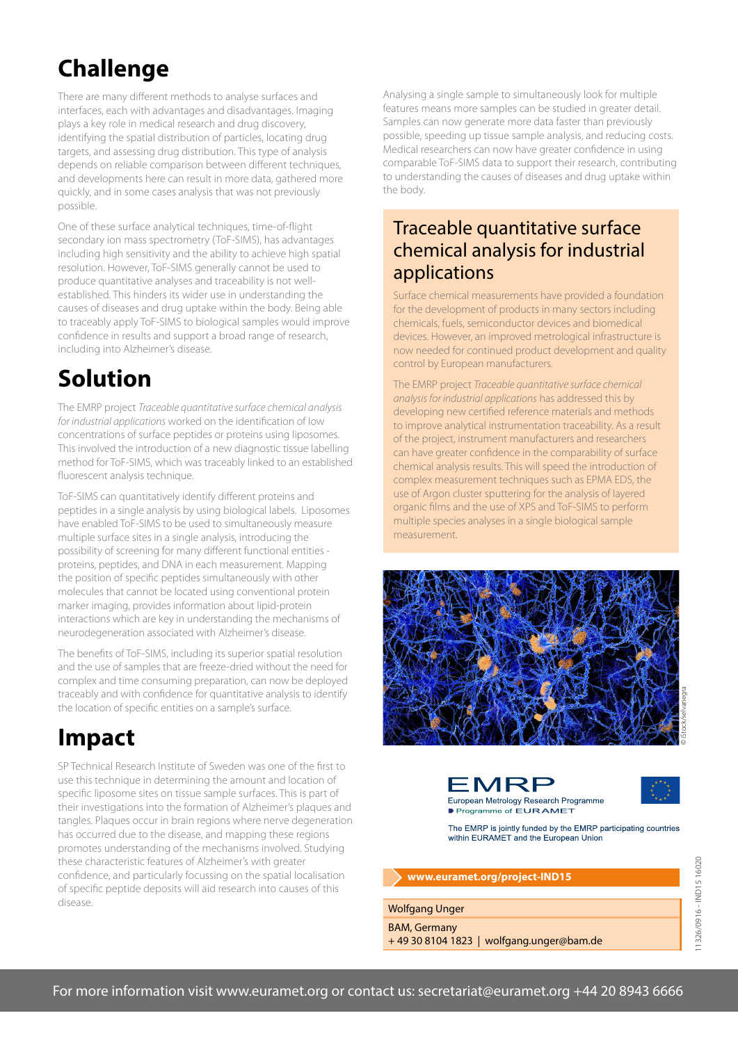# Challenge

There are many different methods to analyse surfaces and interfaces, each with advantages and disadvantages. Imaging plays a key role in medical research and drug discovery, identifying the spatial distribution of particles, locating drug targets, and assessing drug distribution. This type of analysis depends on reliable comparison between different techniques, and developments here can result in more data, gathered more quickly, and in some cases analysis that was not previously possible.

One of these surface analytical techniques, time-of-flight secondary ion mass spectrometry (ToF-SIMS), has advantages including high sensitivity and the ability to achieve high spatial resolution. However, ToF-SIMS generally cannot be used to produce quantitative analyses and traceability is not well-established. This hinders its wider use in understanding the causes of diseases and drug uptake within the body. Being able to traceably apply ToF-SIMS to biological samples would improve confidence in results and support a broad range of research, including into Alzheimer's disease.

# Solution

The EMRP project *Traceable quantitative surface chemical analysis for industrial applications* worked on the identification of low concentrations of surface peptides or proteins using liposomes. This involved the introduction of a new diagnostic tissue labelling method for ToF-SIMS, which was traceably linked to an established fluorescent analysis technique.

ToF-SIMS can quantitatively identify different proteins and peptides in a single analysis by using biological labels. Liposomes have enabled ToF-SIMS to be used to simultaneously measure multiple surface sites in a single analysis, introducing the possibility of screening for many different functional entities - proteins, peptides, and DNA in each measurement. Mapping the position of specific peptides simultaneously with other molecules that cannot be located using conventional protein marker imaging, provides information about lipid-protein interactions which are key in understanding the mechanisms of neurodegeneration associated with Alzheimer's disease.

The benefits of ToF-SIMS, including its superior spatial resolution and the use of samples that are freeze-dried without the need for complex and time consuming preparation, can now be deployed traceably and with confidence for quantitative analysis to identify the location of specific entities on a sample's surface.

# Impact

SP Technical Research Institute of Sweden was one of the first to use this technique in determining the amount and location of specific liposome sites on tissue sample surfaces. This is part of their investigations into the formation of Alzheimer's plaques and tangles. Plaques occur in brain regions where nerve degeneration has occurred due to the disease, and mapping these regions promotes understanding of the mechanisms involved. Studying these characteristic features of Alzheimer's with greater confidence, and particularly focussing on the spatial localisation of specific peptide deposits will aid research into causes of this disease.

Analysing a single sample to simultaneously look for multiple features means more samples can be studied in greater detail. Samples can now generate more data faster than previously possible, speeding up tissue sample analysis, and reducing costs. Medical researchers can now have greater confidence in using comparable ToF-SIMS data to support their research, contributing to understanding the causes of diseases and drug uptake within the body.

## Traceable quantitative surface chemical analysis for industrial applications

Surface chemical measurements have provided a foundation for the development of products in many sectors including chemicals, fuels, semiconductor devices and biomedical devices. However, an improved metrological infrastructure is now needed for continued product development and quality control by European manufacturers.

The EMRP project *Traceable quantitative surface chemical analysis for industrial applications* has addressed this by developing new certified reference materials and methods to improve analytical instrumentation traceability. As a result of the project, instrument manufacturers and researchers can have greater confidence in the comparability of surface chemical analysis results. This will speed the introduction of complex measurement techniques such as EPMA EDS, the use of Argon cluster sputtering for the analysis of layered organic films and the use of XPS and ToF-SIMS to perform multiple species analyses in a single biological sample measurement.

© iStock/selvanegra

EMRP
European Metrology Research Programme
Programme of EURAMET

The EMRP is jointly funded by the EMRP participating countries within EURAMET and the European Union

**www.euramet.org/project-IND15**

Wolfgang Unger

BAM, Germany
+ 49 30 8104 1823 | wolfgang.unger@bam.de

11326/0916 - IND15 16020

For more information visit www.euramet.org or contact us: secretariat@euramet.org +44 20 8943 6666